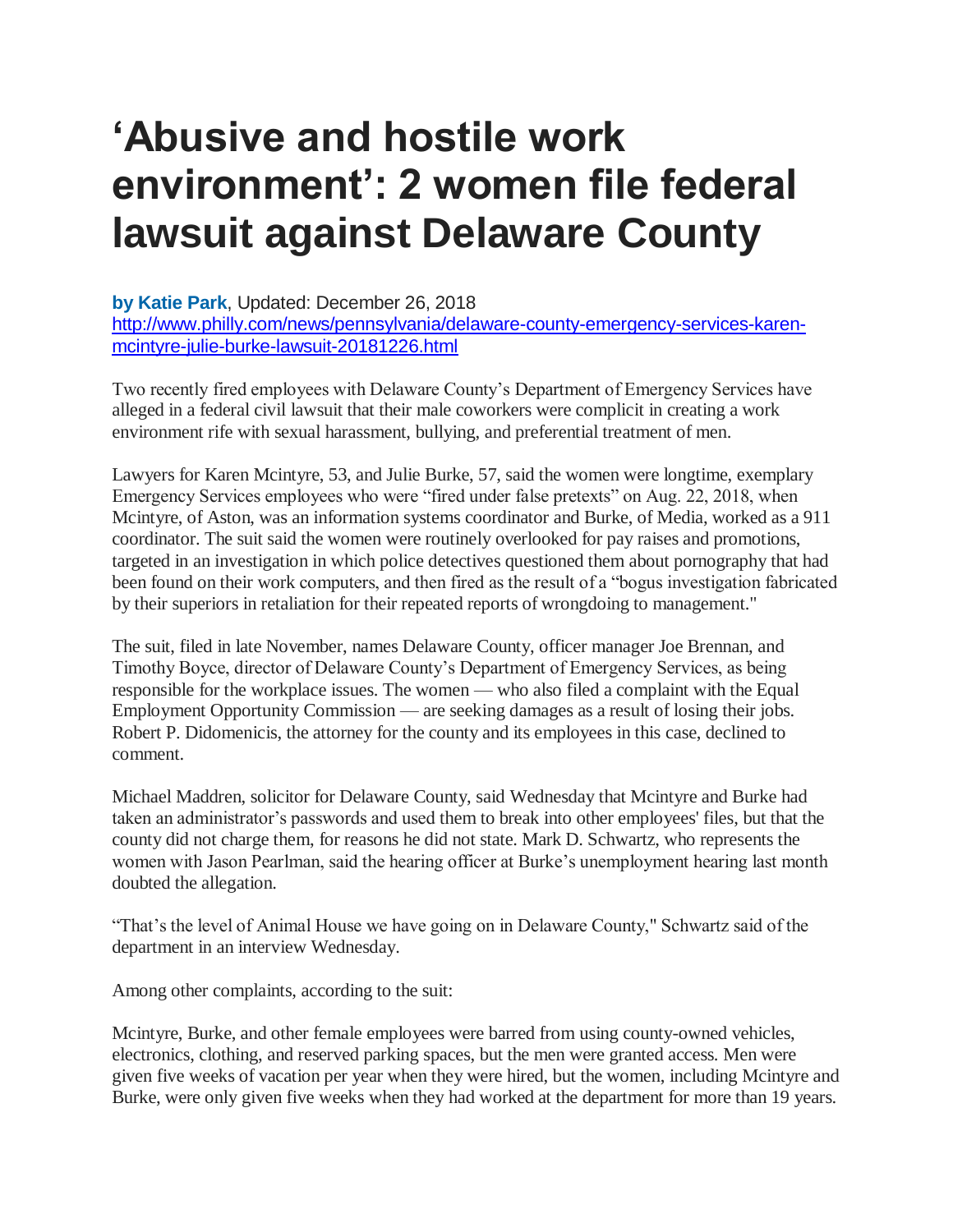# 'Abusive and hostile work environment': 2 women file federal lawsuit against Delaware County

**by Katie Park**, Updated: December 26, 2018
http://www.philly.com/news/pennsylvania/delaware-county-emergency-services-karen-mcintyre-julie-burke-lawsuit-20181226.html

Two recently fired employees with Delaware County's Department of Emergency Services have alleged in a federal civil lawsuit that their male coworkers were complicit in creating a work environment rife with sexual harassment, bullying, and preferential treatment of men.

Lawyers for Karen Mcintyre, 53, and Julie Burke, 57, said the women were longtime, exemplary Emergency Services employees who were "fired under false pretexts" on Aug. 22, 2018, when Mcintyre, of Aston, was an information systems coordinator and Burke, of Media, worked as a 911 coordinator. The suit said the women were routinely overlooked for pay raises and promotions, targeted in an investigation in which police detectives questioned them about pornography that had been found on their work computers, and then fired as the result of a "bogus investigation fabricated by their superiors in retaliation for their repeated reports of wrongdoing to management."

The suit, filed in late November, names Delaware County, officer manager Joe Brennan, and Timothy Boyce, director of Delaware County's Department of Emergency Services, as being responsible for the workplace issues. The women — who also filed a complaint with the Equal Employment Opportunity Commission — are seeking damages as a result of losing their jobs. Robert P. Didomenicis, the attorney for the county and its employees in this case, declined to comment.

Michael Maddren, solicitor for Delaware County, said Wednesday that Mcintyre and Burke had taken an administrator's passwords and used them to break into other employees' files, but that the county did not charge them, for reasons he did not state. Mark D. Schwartz, who represents the women with Jason Pearlman, said the hearing officer at Burke's unemployment hearing last month doubted the allegation.

"That's the level of Animal House we have going on in Delaware County," Schwartz said of the department in an interview Wednesday.

Among other complaints, according to the suit:

Mcintyre, Burke, and other female employees were barred from using county-owned vehicles, electronics, clothing, and reserved parking spaces, but the men were granted access. Men were given five weeks of vacation per year when they were hired, but the women, including Mcintyre and Burke, were only given five weeks when they had worked at the department for more than 19 years.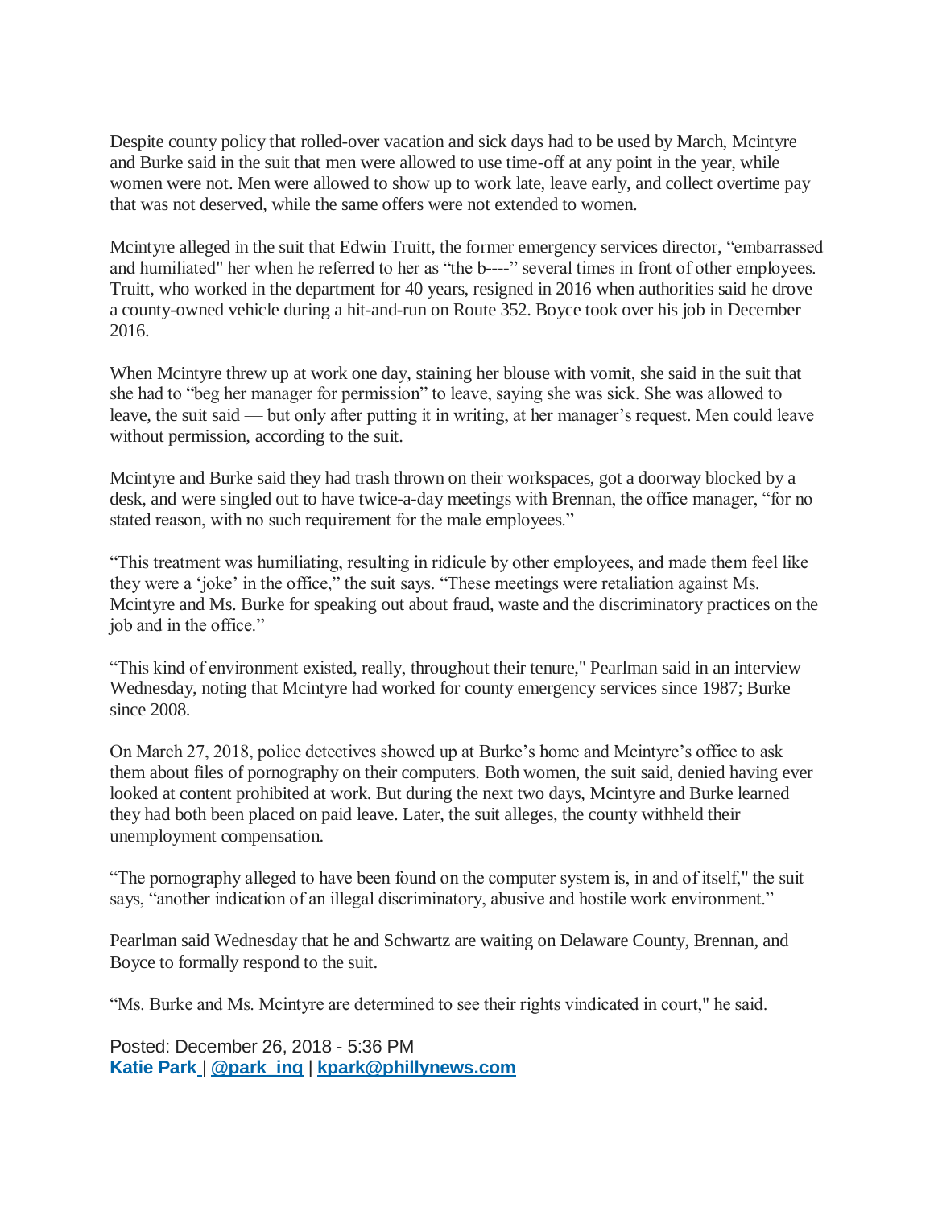Despite county policy that rolled-over vacation and sick days had to be used by March, Mcintyre and Burke said in the suit that men were allowed to use time-off at any point in the year, while women were not. Men were allowed to show up to work late, leave early, and collect overtime pay that was not deserved, while the same offers were not extended to women.

Mcintyre alleged in the suit that Edwin Truitt, the former emergency services director, "embarrassed and humiliated" her when he referred to her as "the b----" several times in front of other employees. Truitt, who worked in the department for 40 years, resigned in 2016 when authorities said he drove a county-owned vehicle during a hit-and-run on Route 352. Boyce took over his job in December 2016.

When Mcintyre threw up at work one day, staining her blouse with vomit, she said in the suit that she had to "beg her manager for permission" to leave, saying she was sick. She was allowed to leave, the suit said — but only after putting it in writing, at her manager's request. Men could leave without permission, according to the suit.

Mcintyre and Burke said they had trash thrown on their workspaces, got a doorway blocked by a desk, and were singled out to have twice-a-day meetings with Brennan, the office manager, "for no stated reason, with no such requirement for the male employees."

"This treatment was humiliating, resulting in ridicule by other employees, and made them feel like they were a 'joke' in the office," the suit says. "These meetings were retaliation against Ms. Mcintyre and Ms. Burke for speaking out about fraud, waste and the discriminatory practices on the job and in the office."

"This kind of environment existed, really, throughout their tenure," Pearlman said in an interview Wednesday, noting that Mcintyre had worked for county emergency services since 1987; Burke since 2008.

On March 27, 2018, police detectives showed up at Burke's home and Mcintyre's office to ask them about files of pornography on their computers. Both women, the suit said, denied having ever looked at content prohibited at work. But during the next two days, Mcintyre and Burke learned they had both been placed on paid leave. Later, the suit alleges, the county withheld their unemployment compensation.

"The pornography alleged to have been found on the computer system is, in and of itself," the suit says, "another indication of an illegal discriminatory, abusive and hostile work environment."

Pearlman said Wednesday that he and Schwartz are waiting on Delaware County, Brennan, and Boyce to formally respond to the suit.

"Ms. Burke and Ms. Mcintyre are determined to see their rights vindicated in court," he said.

Posted: December 26, 2018 - 5:36 PM
**Katie Park | @park_inq | kpark@phillynews.com**